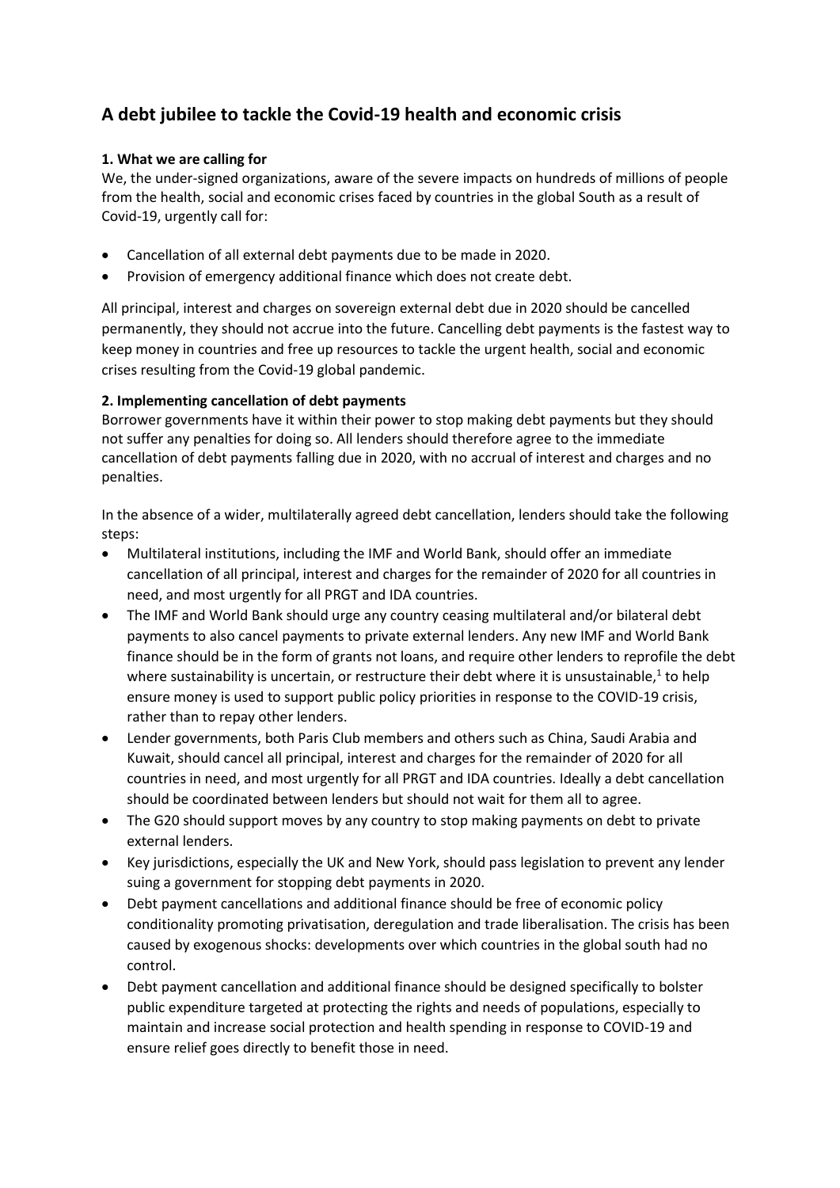# A debt jubilee to tackle the Covid-19 health and economic crisis

### 1. What we are calling for

We, the under-signed organizations, aware of the severe impacts on hundreds of millions of people from the health, social and economic crises faced by countries in the global South as a result of Covid-19, urgently call for:

- Cancellation of all external debt payments due to be made in 2020.
- Provision of emergency additional finance which does not create debt.

All principal, interest and charges on sovereign external debt due in 2020 should be cancelled permanently, they should not accrue into the future. Cancelling debt payments is the fastest way to keep money in countries and free up resources to tackle the urgent health, social and economic crises resulting from the Covid-19 global pandemic.

### 2. Implementing cancellation of debt payments

Borrower governments have it within their power to stop making debt payments but they should not suffer any penalties for doing so. All lenders should therefore agree to the immediate cancellation of debt payments falling due in 2020, with no accrual of interest and charges and no penalties.

In the absence of a wider, multilaterally agreed debt cancellation, lenders should take the following steps:

- Multilateral institutions, including the IMF and World Bank, should offer an immediate cancellation of all principal, interest and charges for the remainder of 2020 for all countries in need, and most urgently for all PRGT and IDA countries.
- The IMF and World Bank should urge any country ceasing multilateral and/or bilateral debt payments to also cancel payments to private external lenders. Any new IMF and World Bank finance should be in the form of grants not loans, and require other lenders to reprofile the debt where sustainability is uncertain, or restructure their debt where it is unsustainable,[1] to help ensure money is used to support public policy priorities in response to the COVID-19 crisis, rather than to repay other lenders.
- Lender governments, both Paris Club members and others such as China, Saudi Arabia and Kuwait, should cancel all principal, interest and charges for the remainder of 2020 for all countries in need, and most urgently for all PRGT and IDA countries. Ideally a debt cancellation should be coordinated between lenders but should not wait for them all to agree.
- The G20 should support moves by any country to stop making payments on debt to private external lenders.
- Key jurisdictions, especially the UK and New York, should pass legislation to prevent any lender suing a government for stopping debt payments in 2020.
- Debt payment cancellations and additional finance should be free of economic policy conditionality promoting privatisation, deregulation and trade liberalisation. The crisis has been caused by exogenous shocks: developments over which countries in the global south had no control.
- Debt payment cancellation and additional finance should be designed specifically to bolster public expenditure targeted at protecting the rights and needs of populations, especially to maintain and increase social protection and health spending in response to COVID-19 and ensure relief goes directly to benefit those in need.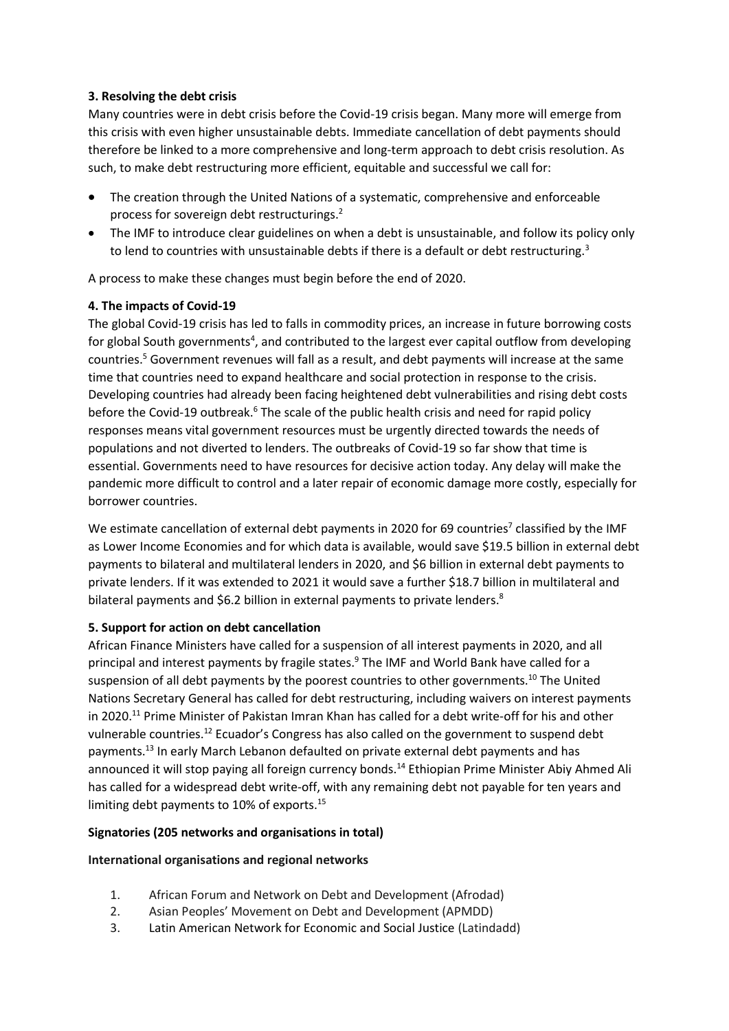**3. Resolving the debt crisis**

Many countries were in debt crisis before the Covid-19 crisis began. Many more will emerge from this crisis with even higher unsustainable debts. Immediate cancellation of debt payments should therefore be linked to a more comprehensive and long-term approach to debt crisis resolution. As such, to make debt restructuring more efficient, equitable and successful we call for:

- The creation through the United Nations of a systematic, comprehensive and enforceable process for sovereign debt restructurings.[2]
- The IMF to introduce clear guidelines on when a debt is unsustainable, and follow its policy only to lend to countries with unsustainable debts if there is a default or debt restructuring.[3]

A process to make these changes must begin before the end of 2020.

**4. The impacts of Covid-19**

The global Covid-19 crisis has led to falls in commodity prices, an increase in future borrowing costs for global South governments[4], and contributed to the largest ever capital outflow from developing countries.[5] Government revenues will fall as a result, and debt payments will increase at the same time that countries need to expand healthcare and social protection in response to the crisis. Developing countries had already been facing heightened debt vulnerabilities and rising debt costs before the Covid-19 outbreak.[6] The scale of the public health crisis and need for rapid policy responses means vital government resources must be urgently directed towards the needs of populations and not diverted to lenders. The outbreaks of Covid-19 so far show that time is essential. Governments need to have resources for decisive action today. Any delay will make the pandemic more difficult to control and a later repair of economic damage more costly, especially for borrower countries.

We estimate cancellation of external debt payments in 2020 for 69 countries[7] classified by the IMF as Lower Income Economies and for which data is available, would save $19.5 billion in external debt payments to bilateral and multilateral lenders in 2020, and $6 billion in external debt payments to private lenders. If it was extended to 2021 it would save a further $18.7 billion in multilateral and bilateral payments and $6.2 billion in external payments to private lenders.[8]

**5. Support for action on debt cancellation**

African Finance Ministers have called for a suspension of all interest payments in 2020, and all principal and interest payments by fragile states.[9] The IMF and World Bank have called for a suspension of all debt payments by the poorest countries to other governments.[10] The United Nations Secretary General has called for debt restructuring, including waivers on interest payments in 2020.[11] Prime Minister of Pakistan Imran Khan has called for a debt write-off for his and other vulnerable countries.[12] Ecuador's Congress has also called on the government to suspend debt payments.[13] In early March Lebanon defaulted on private external debt payments and has announced it will stop paying all foreign currency bonds.[14] Ethiopian Prime Minister Abiy Ahmed Ali has called for a widespread debt write-off, with any remaining debt not payable for ten years and limiting debt payments to 10% of exports.[15]

**Signatories (205 networks and organisations in total)**

**International organisations and regional networks**

1. African Forum and Network on Debt and Development (Afrodad)
2. Asian Peoples' Movement on Debt and Development (APMDD)
3. Latin American Network for Economic and Social Justice (Latindadd)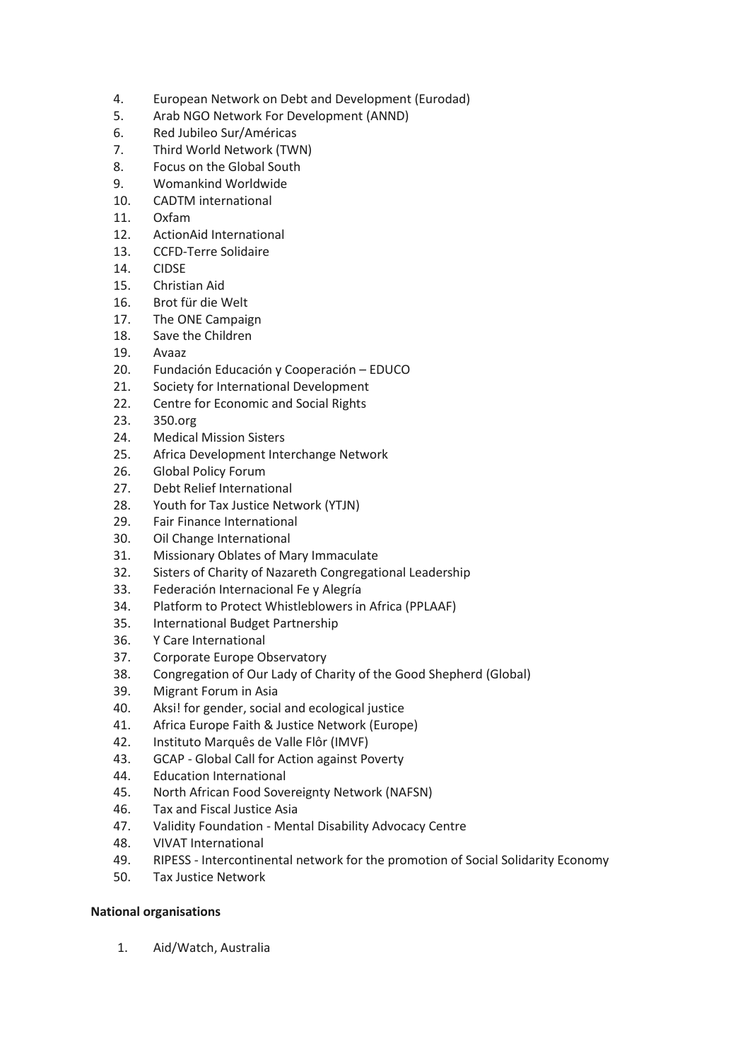4. European Network on Debt and Development (Eurodad)
5. Arab NGO Network For Development (ANND)
6. Red Jubileo Sur/Américas
7. Third World Network (TWN)
8. Focus on the Global South
9. Womankind Worldwide
10. CADTM international
11. Oxfam
12. ActionAid International
13. CCFD-Terre Solidaire
14. CIDSE
15. Christian Aid
16. Brot für die Welt
17. The ONE Campaign
18. Save the Children
19. Avaaz
20. Fundación Educación y Cooperación – EDUCO
21. Society for International Development
22. Centre for Economic and Social Rights
23. 350.org
24. Medical Mission Sisters
25. Africa Development Interchange Network
26. Global Policy Forum
27. Debt Relief International
28. Youth for Tax Justice Network (YTJN)
29. Fair Finance International
30. Oil Change International
31. Missionary Oblates of Mary Immaculate
32. Sisters of Charity of Nazareth Congregational Leadership
33. Federación Internacional Fe y Alegría
34. Platform to Protect Whistleblowers in Africa (PPLAAF)
35. International Budget Partnership
36. Y Care International
37. Corporate Europe Observatory
38. Congregation of Our Lady of Charity of the Good Shepherd (Global)
39. Migrant Forum in Asia
40. Aksi! for gender, social and ecological justice
41. Africa Europe Faith & Justice Network (Europe)
42. Instituto Marquês de Valle Flôr (IMVF)
43. GCAP - Global Call for Action against Poverty
44. Education International
45. North African Food Sovereignty Network (NAFSN)
46. Tax and Fiscal Justice Asia
47. Validity Foundation - Mental Disability Advocacy Centre
48. VIVAT International
49. RIPESS - Intercontinental network for the promotion of Social Solidarity Economy
50. Tax Justice Network

**National organisations**

1. Aid/Watch, Australia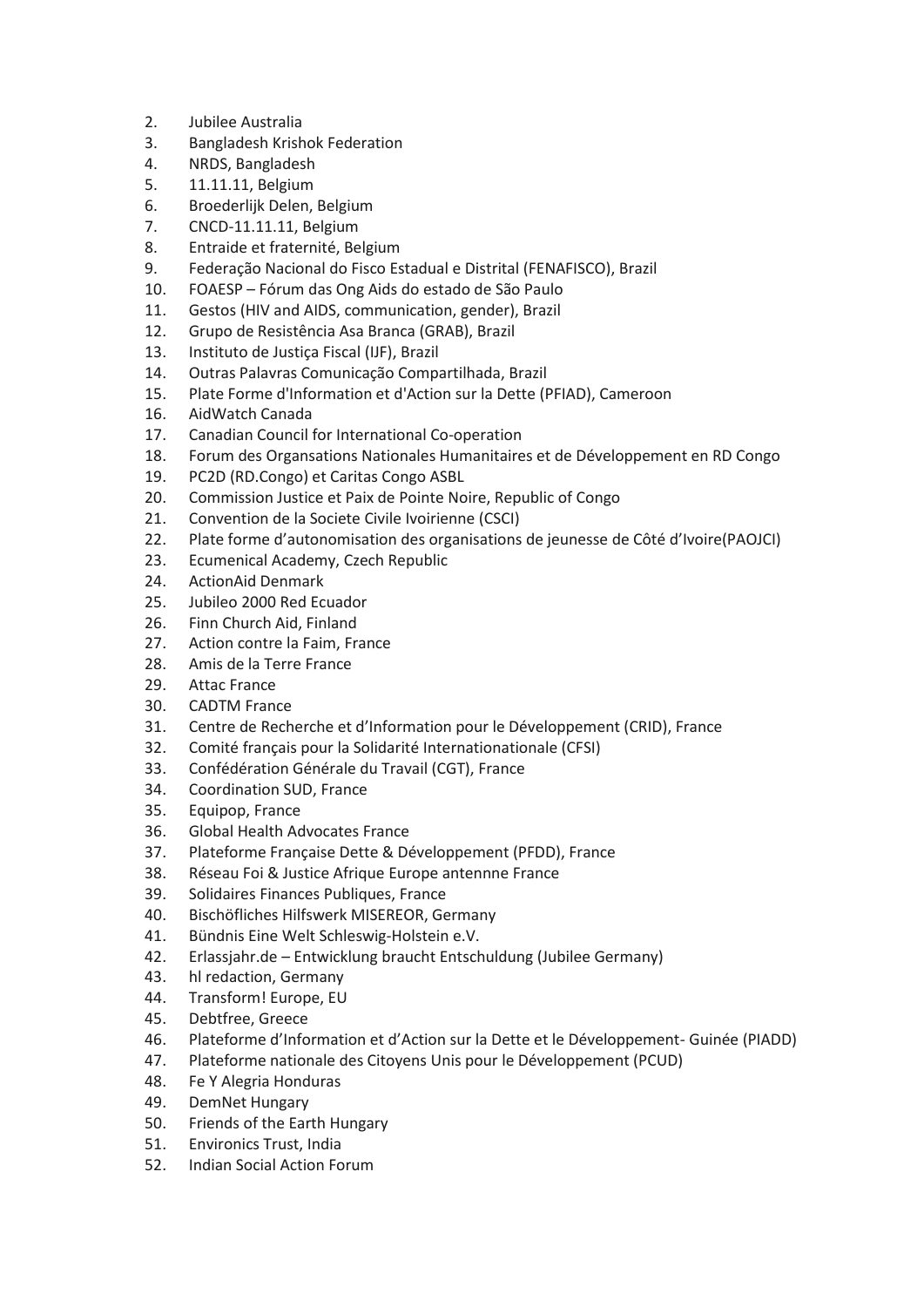2. Jubilee Australia
3. Bangladesh Krishok Federation
4. NRDS, Bangladesh
5. 11.11.11, Belgium
6. Broederlijk Delen, Belgium
7. CNCD-11.11.11, Belgium
8. Entraide et fraternité, Belgium
9. Federação Nacional do Fisco Estadual e Distrital (FENAFISCO), Brazil
10. FOAESP – Fórum das Ong Aids do estado de São Paulo
11. Gestos (HIV and AIDS, communication, gender), Brazil
12. Grupo de Resistência Asa Branca (GRAB), Brazil
13. Instituto de Justiça Fiscal (IJF), Brazil
14. Outras Palavras Comunicação Compartilhada, Brazil
15. Plate Forme d'Information et d'Action sur la Dette (PFIAD), Cameroon
16. AidWatch Canada
17. Canadian Council for International Co-operation
18. Forum des Organsations Nationales Humanitaires et de Développement en RD Congo
19. PC2D (RD.Congo) et Caritas Congo ASBL
20. Commission Justice et Paix de Pointe Noire, Republic of Congo
21. Convention de la Societe Civile Ivoirienne (CSCI)
22. Plate forme d'autonomisation des organisations de jeunesse de Côté d'Ivoire(PAOJCI)
23. Ecumenical Academy, Czech Republic
24. ActionAid Denmark
25. Jubileo 2000 Red Ecuador
26. Finn Church Aid, Finland
27. Action contre la Faim, France
28. Amis de la Terre France
29. Attac France
30. CADTM France
31. Centre de Recherche et d'Information pour le Développement (CRID), France
32. Comité français pour la Solidarité Internationationale (CFSI)
33. Confédération Générale du Travail (CGT), France
34. Coordination SUD, France
35. Equipop, France
36. Global Health Advocates France
37. Plateforme Française Dette & Développement (PFDD), France
38. Réseau Foi & Justice Afrique Europe antennne France
39. Solidaires Finances Publiques, France
40. Bischöfliches Hilfswerk MISEREOR, Germany
41. Bündnis Eine Welt Schleswig-Holstein e.V.
42. Erlassjahr.de – Entwicklung braucht Entschuldung (Jubilee Germany)
43. hl redaction, Germany
44. Transform! Europe, EU
45. Debtfree, Greece
46. Plateforme d'Information et d'Action sur la Dette et le Développement- Guinée (PIADD)
47. Plateforme nationale des Citoyens Unis pour le Développement (PCUD)
48. Fe Y Alegria Honduras
49. DemNet Hungary
50. Friends of the Earth Hungary
51. Environics Trust, India
52. Indian Social Action Forum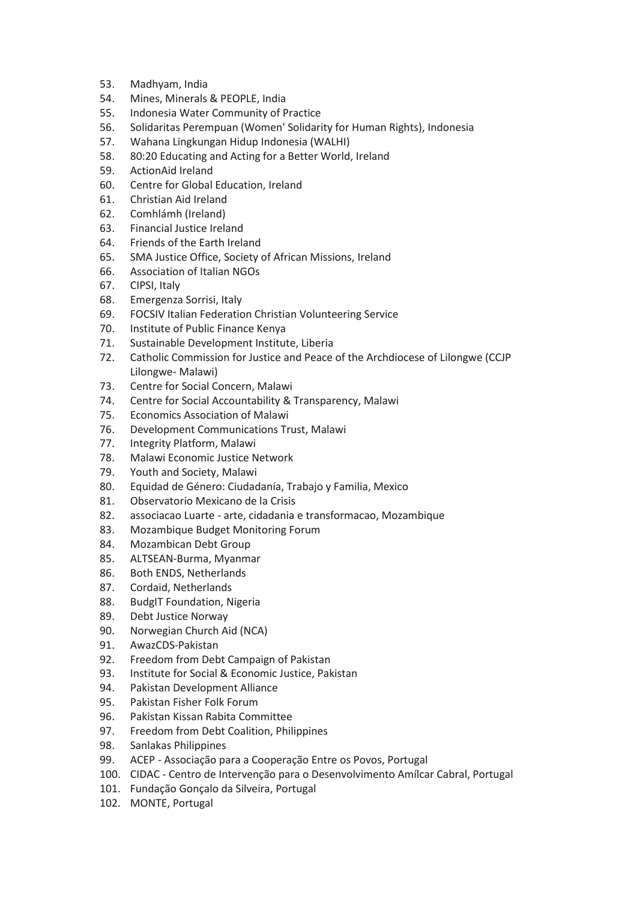53. Madhyam, India
54. Mines, Minerals & PEOPLE, India
55. Indonesia Water Community of Practice
56. Solidaritas Perempuan (Women' Solidarity for Human Rights), Indonesia
57. Wahana Lingkungan Hidup Indonesia (WALHI)
58. 80:20 Educating and Acting for a Better World, Ireland
59. ActionAid Ireland
60. Centre for Global Education, Ireland
61. Christian Aid Ireland
62. Comhlámh (Ireland)
63. Financial Justice Ireland
64. Friends of the Earth Ireland
65. SMA Justice Office, Society of African Missions, Ireland
66. Association of Italian NGOs
67. CIPSI, Italy
68. Emergenza Sorrisi, Italy
69. FOCSIV Italian Federation Christian Volunteering Service
70. Institute of Public Finance Kenya
71. Sustainable Development Institute, Liberia
72. Catholic Commission for Justice and Peace of the Archdiocese of Lilongwe (CCJP Lilongwe- Malawi)
73. Centre for Social Concern, Malawi
74. Centre for Social Accountability & Transparency, Malawi
75. Economics Association of Malawi
76. Development Communications Trust, Malawi
77. Integrity Platform, Malawi
78. Malawi Economic Justice Network
79. Youth and Society, Malawi
80. Equidad de Género: Ciudadanía, Trabajo y Familia, Mexico
81. Observatorio Mexicano de la Crisis
82. associacao Luarte - arte, cidadania e transformacao, Mozambique
83. Mozambique Budget Monitoring Forum
84. Mozambican Debt Group
85. ALTSEAN-Burma, Myanmar
86. Both ENDS, Netherlands
87. Cordaid, Netherlands
88. BudgIT Foundation, Nigeria
89. Debt Justice Norway
90. Norwegian Church Aid (NCA)
91. AwazCDS-Pakistan
92. Freedom from Debt Campaign of Pakistan
93. Institute for Social & Economic Justice, Pakistan
94. Pakistan Development Alliance
95. Pakistan Fisher Folk Forum
96. Pakistan Kissan Rabita Committee
97. Freedom from Debt Coalition, Philippines
98. Sanlakas Philippines
99. ACEP - Associação para a Cooperação Entre os Povos, Portugal
100. CIDAC - Centro de Intervenção para o Desenvolvimento Amílcar Cabral, Portugal
101. Fundação Gonçalo da Silveira, Portugal
102. MONTE, Portugal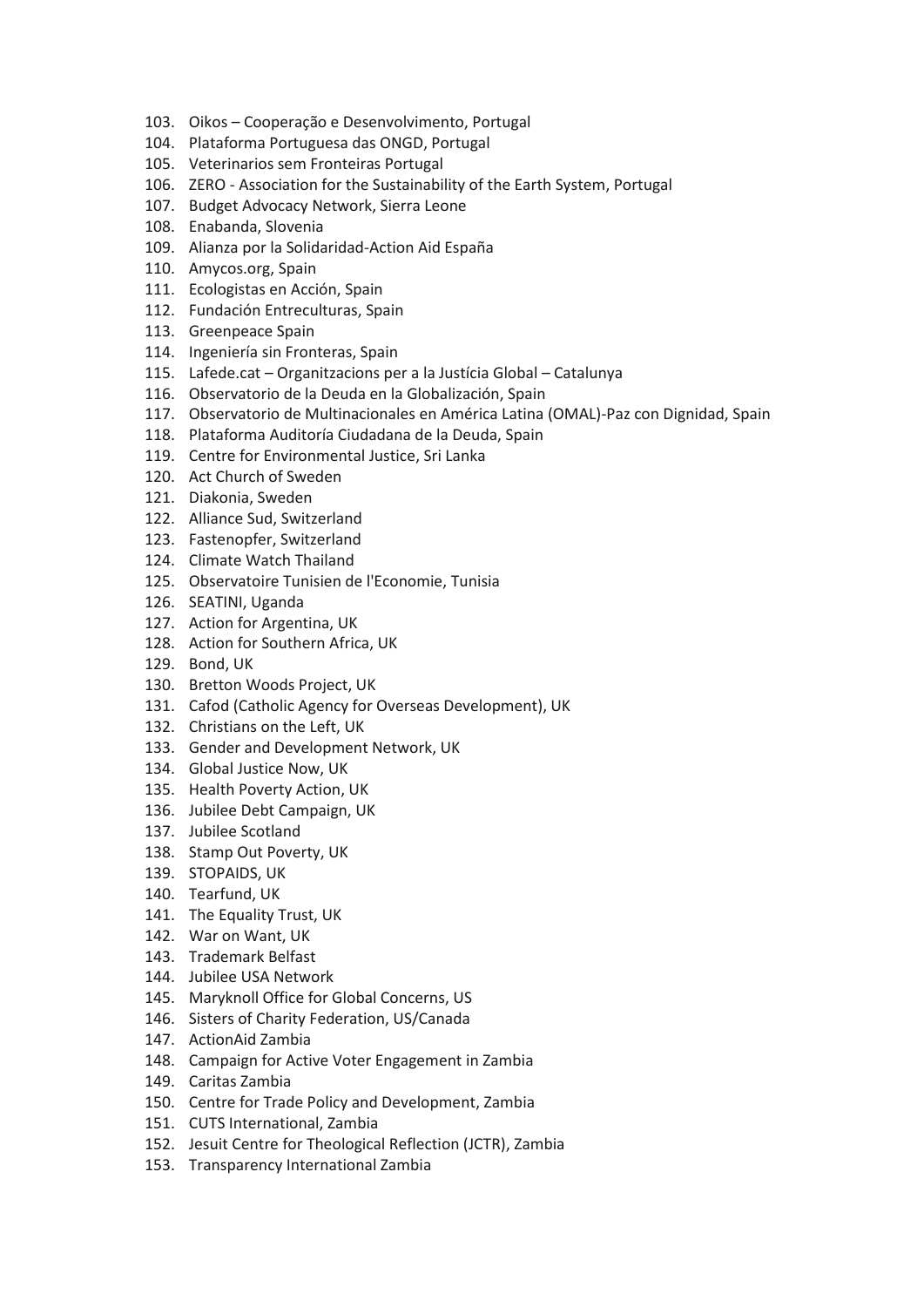103. Oikos – Cooperação e Desenvolvimento, Portugal
104. Plataforma Portuguesa das ONGD, Portugal
105. Veterinarios sem Fronteiras Portugal
106. ZERO - Association for the Sustainability of the Earth System, Portugal
107. Budget Advocacy Network, Sierra Leone
108. Enabanda, Slovenia
109. Alianza por la Solidaridad-Action Aid España
110. Amycos.org, Spain
111. Ecologistas en Acción, Spain
112. Fundación Entreculturas, Spain
113. Greenpeace Spain
114. Ingeniería sin Fronteras, Spain
115. Lafede.cat – Organitzacions per a la Justícia Global – Catalunya
116. Observatorio de la Deuda en la Globalización, Spain
117. Observatorio de Multinacionales en América Latina (OMAL)-Paz con Dignidad, Spain
118. Plataforma Auditoría Ciudadana de la Deuda, Spain
119. Centre for Environmental Justice, Sri Lanka
120. Act Church of Sweden
121. Diakonia, Sweden
122. Alliance Sud, Switzerland
123. Fastenopfer, Switzerland
124. Climate Watch Thailand
125. Observatoire Tunisien de l'Economie, Tunisia
126. SEATINI, Uganda
127. Action for Argentina, UK
128. Action for Southern Africa, UK
129. Bond, UK
130. Bretton Woods Project, UK
131. Cafod (Catholic Agency for Overseas Development), UK
132. Christians on the Left, UK
133. Gender and Development Network, UK
134. Global Justice Now, UK
135. Health Poverty Action, UK
136. Jubilee Debt Campaign, UK
137. Jubilee Scotland
138. Stamp Out Poverty, UK
139. STOPAIDS, UK
140. Tearfund, UK
141. The Equality Trust, UK
142. War on Want, UK
143. Trademark Belfast
144. Jubilee USA Network
145. Maryknoll Office for Global Concerns, US
146. Sisters of Charity Federation, US/Canada
147. ActionAid Zambia
148. Campaign for Active Voter Engagement in Zambia
149. Caritas Zambia
150. Centre for Trade Policy and Development, Zambia
151. CUTS International, Zambia
152. Jesuit Centre for Theological Reflection (JCTR), Zambia
153. Transparency International Zambia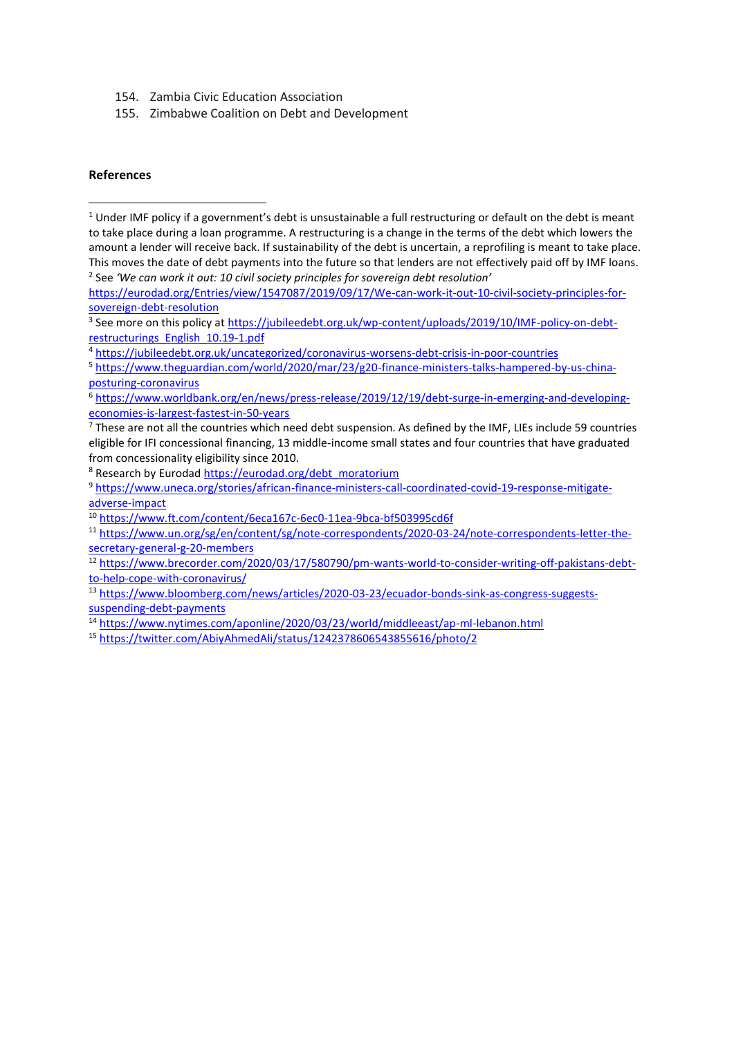154. Zambia Civic Education Association
155. Zimbabwe Coalition on Debt and Development

**References**

[1] Under IMF policy if a government's debt is unsustainable a full restructuring or default on the debt is meant to take place during a loan programme. A restructuring is a change in the terms of the debt which lowers the amount a lender will receive back. If sustainability of the debt is uncertain, a reprofiling is meant to take place. This moves the date of debt payments into the future so that lenders are not effectively paid off by IMF loans.

[2] See *'We can work it out: 10 civil society principles for sovereign debt resolution'* https://eurodad.org/Entries/view/1547087/2019/09/17/We-can-work-it-out-10-civil-society-principles-for-sovereign-debt-resolution

[3] See more on this policy at https://jubileedebt.org.uk/wp-content/uploads/2019/10/IMF-policy-on-debt-restructurings_English_10.19-1.pdf

[4] https://jubileedebt.org.uk/uncategorized/coronavirus-worsens-debt-crisis-in-poor-countries

[5] https://www.theguardian.com/world/2020/mar/23/g20-finance-ministers-talks-hampered-by-us-china-posturing-coronavirus

[6] https://www.worldbank.org/en/news/press-release/2019/12/19/debt-surge-in-emerging-and-developing-economies-is-largest-fastest-in-50-years

[7] These are not all the countries which need debt suspension. As defined by the IMF, LIEs include 59 countries eligible for IFI concessional financing, 13 middle-income small states and four countries that have graduated from concessionality eligibility since 2010.

[8] Research by Eurodad https://eurodad.org/debt_moratorium

[9] https://www.uneca.org/stories/african-finance-ministers-call-coordinated-covid-19-response-mitigate-adverse-impact

[10] https://www.ft.com/content/6eca167c-6ec0-11ea-9bca-bf503995cd6f

[11] https://www.un.org/sg/en/content/sg/note-correspondents/2020-03-24/note-correspondents-letter-the-secretary-general-g-20-members

[12] https://www.brecorder.com/2020/03/17/580790/pm-wants-world-to-consider-writing-off-pakistans-debt-to-help-cope-with-coronavirus/

[13] https://www.bloomberg.com/news/articles/2020-03-23/ecuador-bonds-sink-as-congress-suggests-suspending-debt-payments

[14] https://www.nytimes.com/aponline/2020/03/23/world/middleeast/ap-ml-lebanon.html

[15] https://twitter.com/AbiyAhmedAli/status/1242378606543855616/photo/2